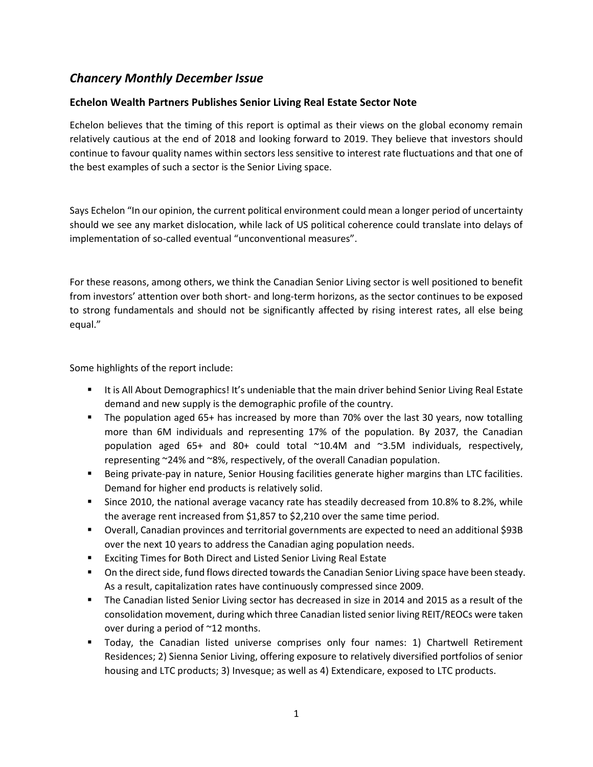## *Chancery Monthly December Issue*

### Echelon Wealth Partners Publishes Senior Living Real Estate Sector Note

Echelon believes that the timing of this report is optimal as their views on the global economy remain relatively cautious at the end of 2018 and looking forward to 2019. They believe that investors should continue to favour quality names within sectors less sensitive to interest rate fluctuations and that one of the best examples of such a sector is the Senior Living space.

Says Echelon "In our opinion, the current political environment could mean a longer period of uncertainty should we see any market dislocation, while lack of US political coherence could translate into delays of implementation of so-called eventual "unconventional measures".

For these reasons, among others, we think the Canadian Senior Living sector is well positioned to benefit from investors' attention over both short- and long-term horizons, as the sector continues to be exposed to strong fundamentals and should not be significantly affected by rising interest rates, all else being equal."

Some highlights of the report include:

- It is All About Demographics! It's undeniable that the main driver behind Senior Living Real Estate demand and new supply is the demographic profile of the country.
- The population aged 65+ has increased by more than 70% over the last 30 years, now totalling more than 6M individuals and representing 17% of the population. By 2037, the Canadian population aged 65+ and 80+ could total ~10.4M and ~3.5M individuals, respectively, representing ~24% and ~8%, respectively, of the overall Canadian population.
- Being private-pay in nature, Senior Housing facilities generate higher margins than LTC facilities. Demand for higher end products is relatively solid.
- Since 2010, the national average vacancy rate has steadily decreased from 10.8% to 8.2%, while the average rent increased from $1,857 to $2,210 over the same time period.
- Overall, Canadian provinces and territorial governments are expected to need an additional $93B over the next 10 years to address the Canadian aging population needs.
- Exciting Times for Both Direct and Listed Senior Living Real Estate
- On the direct side, fund flows directed towards the Canadian Senior Living space have been steady. As a result, capitalization rates have continuously compressed since 2009.
- The Canadian listed Senior Living sector has decreased in size in 2014 and 2015 as a result of the consolidation movement, during which three Canadian listed senior living REIT/REOCs were taken over during a period of ~12 months.
- Today, the Canadian listed universe comprises only four names: 1) Chartwell Retirement Residences; 2) Sienna Senior Living, offering exposure to relatively diversified portfolios of senior housing and LTC products; 3) Invesque; as well as 4) Extendicare, exposed to LTC products.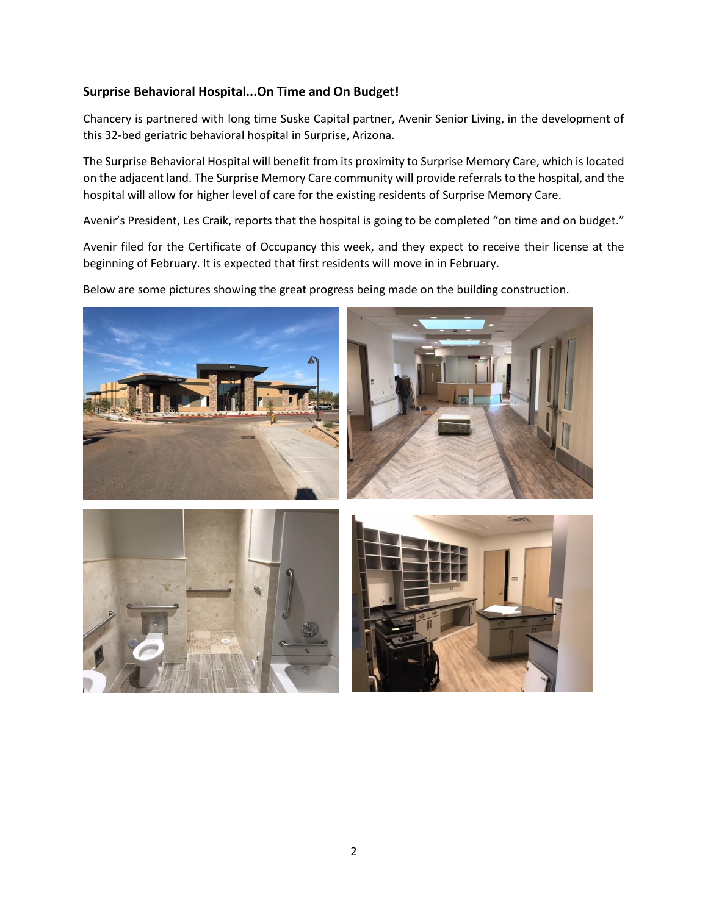**Surprise Behavioral Hospital...On Time and On Budget!**

Chancery is partnered with long time Suske Capital partner, Avenir Senior Living, in the development of this 32-bed geriatric behavioral hospital in Surprise, Arizona.

The Surprise Behavioral Hospital will benefit from its proximity to Surprise Memory Care, which is located on the adjacent land. The Surprise Memory Care community will provide referrals to the hospital, and the hospital will allow for higher level of care for the existing residents of Surprise Memory Care.

Avenir's President, Les Craik, reports that the hospital is going to be completed "on time and on budget."

Avenir filed for the Certificate of Occupancy this week, and they expect to receive their license at the beginning of February. It is expected that first residents will move in in February.

Below are some pictures showing the great progress being made on the building construction.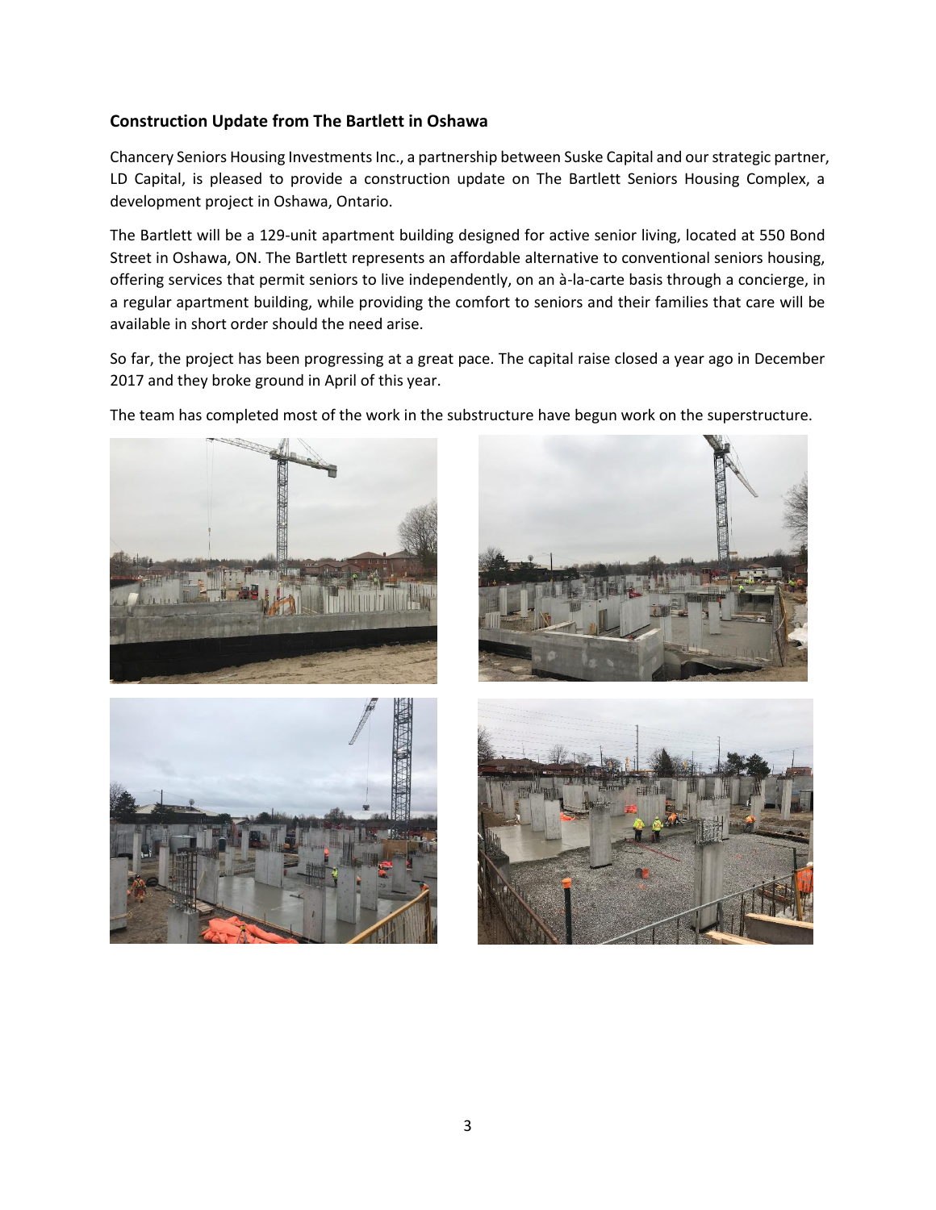### Construction Update from The Bartlett in Oshawa

Chancery Seniors Housing Investments Inc., a partnership between Suske Capital and our strategic partner, LD Capital, is pleased to provide a construction update on The Bartlett Seniors Housing Complex, a development project in Oshawa, Ontario.

The Bartlett will be a 129-unit apartment building designed for active senior living, located at 550 Bond Street in Oshawa, ON. The Bartlett represents an affordable alternative to conventional seniors housing, offering services that permit seniors to live independently, on an à-la-carte basis through a concierge, in a regular apartment building, while providing the comfort to seniors and their families that care will be available in short order should the need arise.

So far, the project has been progressing at a great pace. The capital raise closed a year ago in December 2017 and they broke ground in April of this year.

The team has completed most of the work in the substructure have begun work on the superstructure.